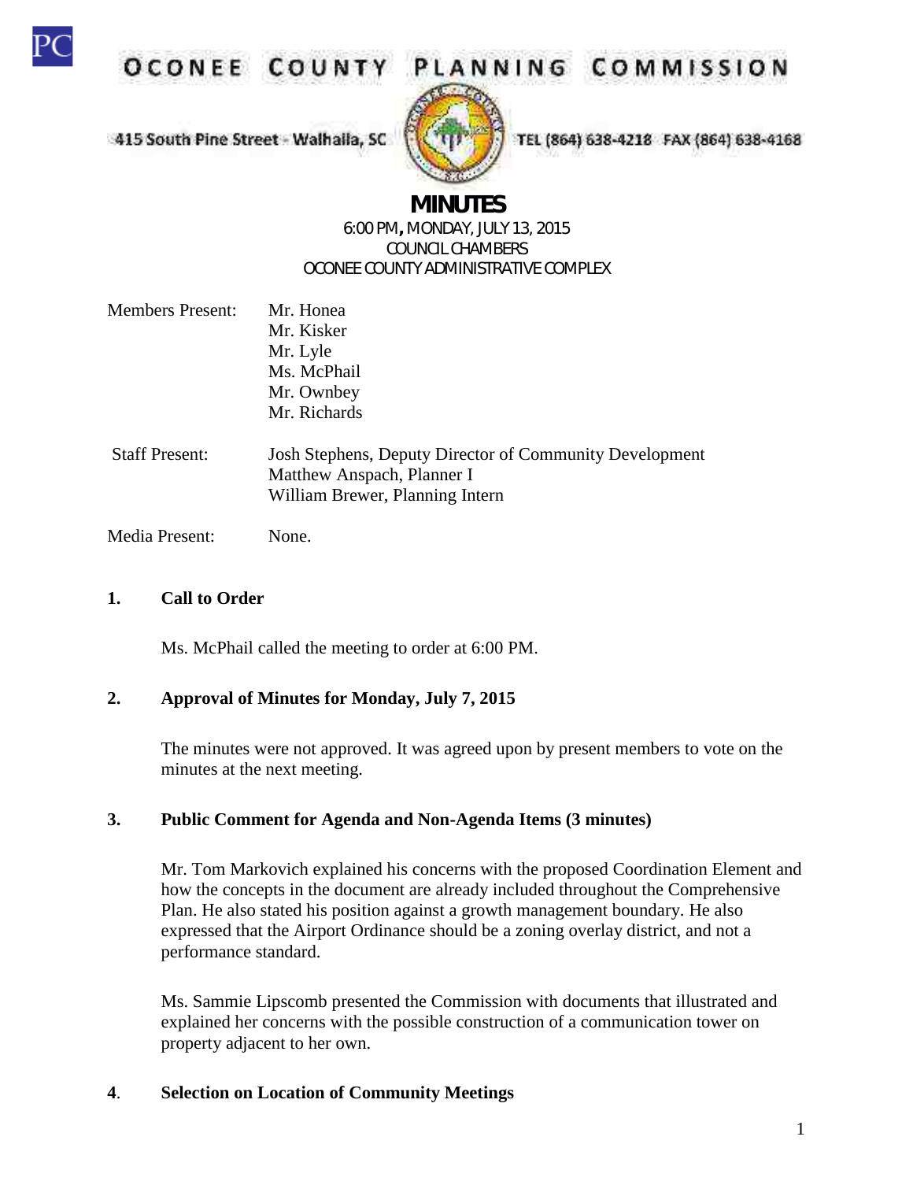# OCONEE COUNTY PLANNING COMMISSION

415 South Pine Street - Walhalla, SC

TEL (864) 638-4218 FAX (864) 638-4168

## MINUTES

6:00 PM, MONDAY, JULY 13, 2015
COUNCIL CHAMBERS
OCONEE COUNTY ADMINISTRATIVE COMPLEX

Members Present: Mr. Honea
Mr. Kisker
Mr. Lyle
Ms. McPhail
Mr. Ownbey
Mr. Richards

Staff Present: Josh Stephens, Deputy Director of Community Development
Matthew Anspach, Planner I
William Brewer, Planning Intern

Media Present: None.

**1. Call to Order**

Ms. McPhail called the meeting to order at 6:00 PM.

**2. Approval of Minutes for Monday, July 7, 2015**

The minutes were not approved. It was agreed upon by present members to vote on the minutes at the next meeting.

**3. Public Comment for Agenda and Non-Agenda Items (3 minutes)**

Mr. Tom Markovich explained his concerns with the proposed Coordination Element and how the concepts in the document are already included throughout the Comprehensive Plan. He also stated his position against a growth management boundary. He also expressed that the Airport Ordinance should be a zoning overlay district, and not a performance standard.

Ms. Sammie Lipscomb presented the Commission with documents that illustrated and explained her concerns with the possible construction of a communication tower on property adjacent to her own.

**4. Selection on Location of Community Meetings**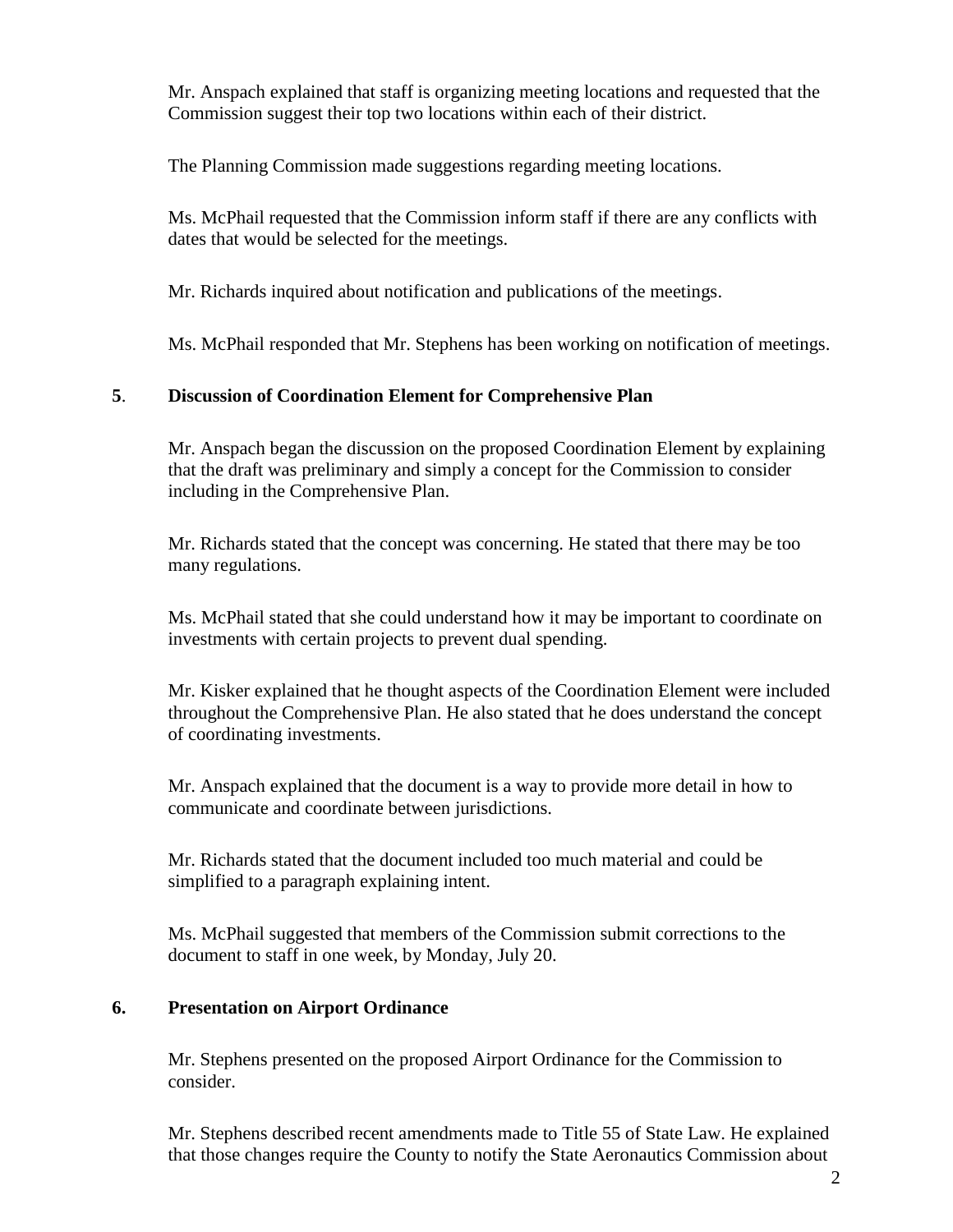Mr. Anspach explained that staff is organizing meeting locations and requested that the Commission suggest their top two locations within each of their district.

The Planning Commission made suggestions regarding meeting locations.

Ms. McPhail requested that the Commission inform staff if there are any conflicts with dates that would be selected for the meetings.

Mr. Richards inquired about notification and publications of the meetings.

Ms. McPhail responded that Mr. Stephens has been working on notification of meetings.

**5**. **Discussion of Coordination Element for Comprehensive Plan**

Mr. Anspach began the discussion on the proposed Coordination Element by explaining that the draft was preliminary and simply a concept for the Commission to consider including in the Comprehensive Plan.

Mr. Richards stated that the concept was concerning. He stated that there may be too many regulations.

Ms. McPhail stated that she could understand how it may be important to coordinate on investments with certain projects to prevent dual spending.

Mr. Kisker explained that he thought aspects of the Coordination Element were included throughout the Comprehensive Plan. He also stated that he does understand the concept of coordinating investments.

Mr. Anspach explained that the document is a way to provide more detail in how to communicate and coordinate between jurisdictions.

Mr. Richards stated that the document included too much material and could be simplified to a paragraph explaining intent.

Ms. McPhail suggested that members of the Commission submit corrections to the document to staff in one week, by Monday, July 20.

**6. Presentation on Airport Ordinance**

Mr. Stephens presented on the proposed Airport Ordinance for the Commission to consider.

Mr. Stephens described recent amendments made to Title 55 of State Law. He explained that those changes require the County to notify the State Aeronautics Commission about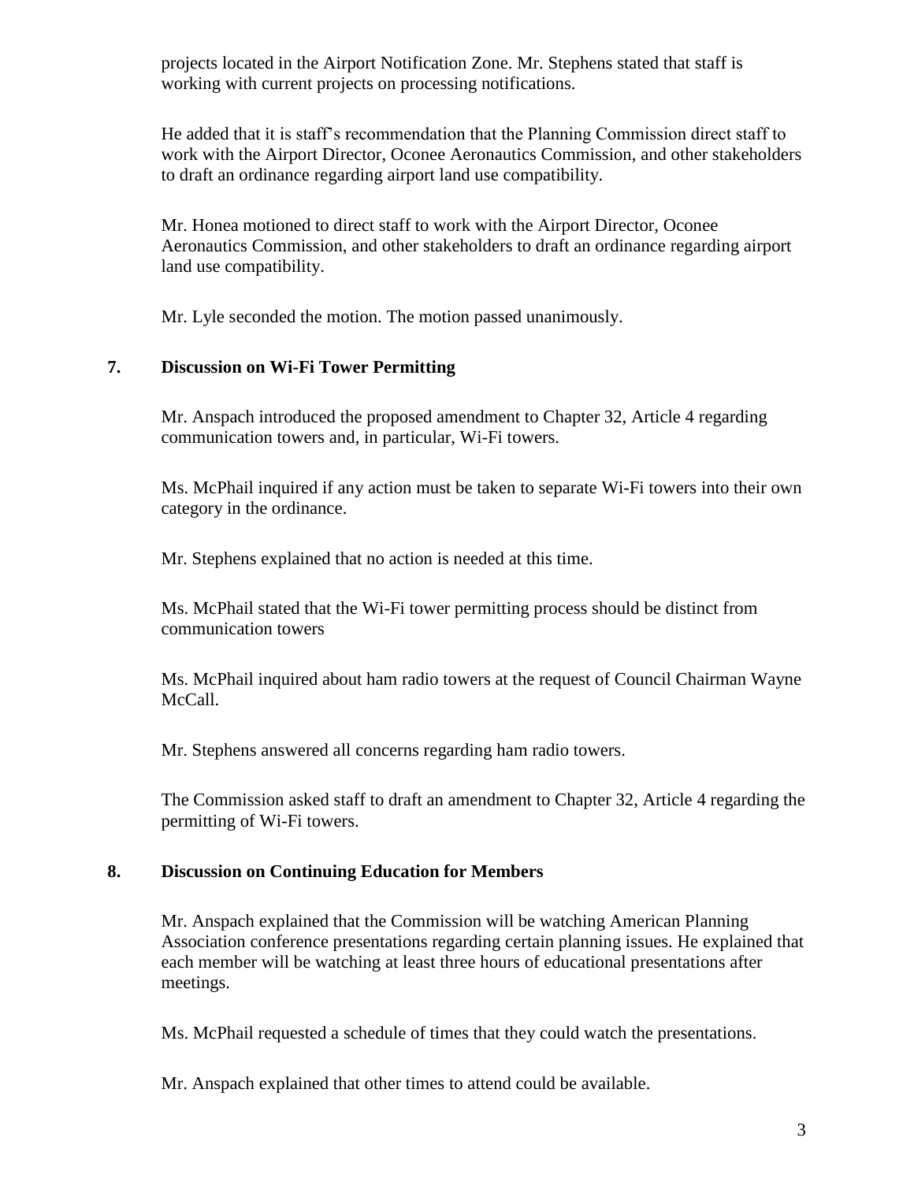projects located in the Airport Notification Zone. Mr. Stephens stated that staff is working with current projects on processing notifications.

He added that it is staff's recommendation that the Planning Commission direct staff to work with the Airport Director, Oconee Aeronautics Commission, and other stakeholders to draft an ordinance regarding airport land use compatibility.

Mr. Honea motioned to direct staff to work with the Airport Director, Oconee Aeronautics Commission, and other stakeholders to draft an ordinance regarding airport land use compatibility.

Mr. Lyle seconded the motion. The motion passed unanimously.

## 7. Discussion on Wi-Fi Tower Permitting

Mr. Anspach introduced the proposed amendment to Chapter 32, Article 4 regarding communication towers and, in particular, Wi-Fi towers.

Ms. McPhail inquired if any action must be taken to separate Wi-Fi towers into their own category in the ordinance.

Mr. Stephens explained that no action is needed at this time.

Ms. McPhail stated that the Wi-Fi tower permitting process should be distinct from communication towers

Ms. McPhail inquired about ham radio towers at the request of Council Chairman Wayne McCall.

Mr. Stephens answered all concerns regarding ham radio towers.

The Commission asked staff to draft an amendment to Chapter 32, Article 4 regarding the permitting of Wi-Fi towers.

## 8. Discussion on Continuing Education for Members

Mr. Anspach explained that the Commission will be watching American Planning Association conference presentations regarding certain planning issues. He explained that each member will be watching at least three hours of educational presentations after meetings.

Ms. McPhail requested a schedule of times that they could watch the presentations.

Mr. Anspach explained that other times to attend could be available.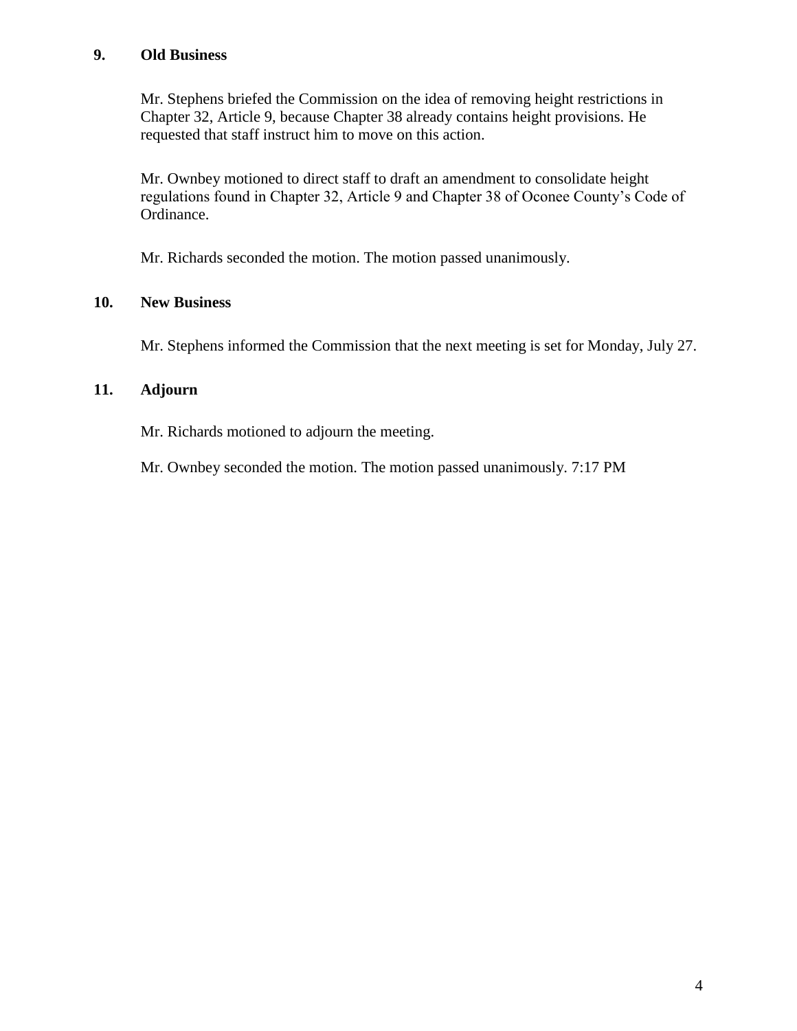## 9. Old Business

Mr. Stephens briefed the Commission on the idea of removing height restrictions in Chapter 32, Article 9, because Chapter 38 already contains height provisions. He requested that staff instruct him to move on this action.

Mr. Ownbey motioned to direct staff to draft an amendment to consolidate height regulations found in Chapter 32, Article 9 and Chapter 38 of Oconee County's Code of Ordinance.

Mr. Richards seconded the motion. The motion passed unanimously.

## 10. New Business

Mr. Stephens informed the Commission that the next meeting is set for Monday, July 27.

## 11. Adjourn

Mr. Richards motioned to adjourn the meeting.

Mr. Ownbey seconded the motion. The motion passed unanimously. 7:17 PM